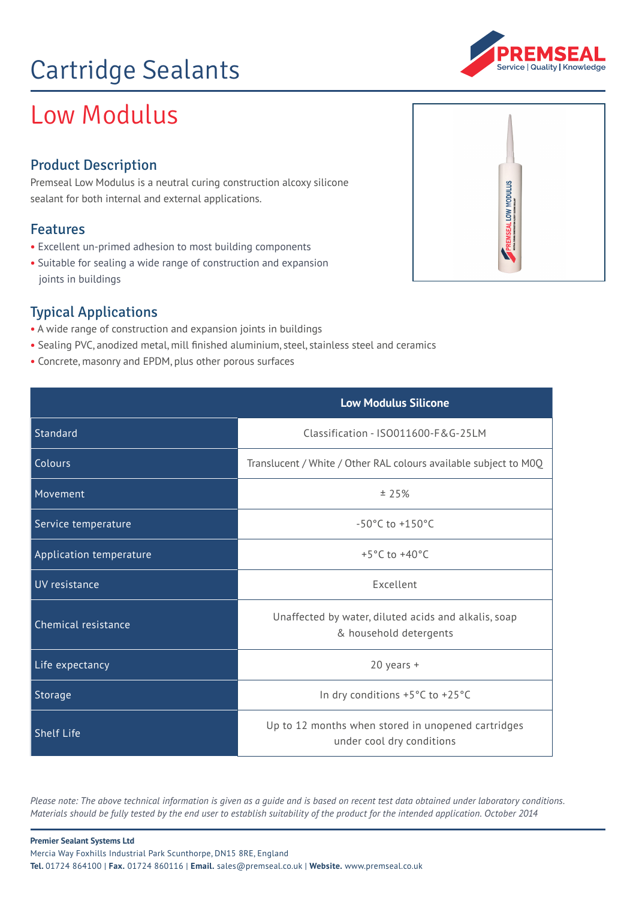# Cartridge Sealants

## Low Modulus

### Product Description

Premseal Low Modulus is a neutral curing construction alcoxy silicone sealant for both internal and external applications.

### Features

- Excellent un-primed adhesion to most building components
- Suitable for sealing a wide range of construction and expansion joints in buildings

### Typical Applications

- A wide range of construction and expansion joints in buildings
- Sealing PVC, anodized metal, mill finished aluminium, steel, stainless steel and ceramics
- Concrete, masonry and EPDM, plus other porous surfaces

| | Low Modulus Silicone |
|---|---|
| Standard | Classification - ISO011600-F&G-25LM |
| Colours | Translucent / White / Other RAL colours available subject to MOQ |
| Movement | ± 25% |
| Service temperature | -50°C to +150°C |
| Application temperature | +5°C to +40°C |
| UV resistance | Excellent |
| Chemical resistance | Unaffected by water, diluted acids and alkalis, soap & household detergents |
| Life expectancy | 20 years + |
| Storage | In dry conditions +5°C to +25°C |
| Shelf Life | Up to 12 months when stored in unopened cartridges under cool dry conditions |

*Please note: The above technical information is given as a guide and is based on recent test data obtained under laboratory conditions. Materials should be fully tested by the end user to establish suitability of the product for the intended application. October 2014*

**Premier Sealant Systems Ltd**
Mercia Way Foxhills Industrial Park Scunthorpe, DN15 8RE, England
**Tel.** 01724 864100 | **Fax.** 01724 860116 | **Email.** sales@premseal.co.uk | **Website.** www.premseal.co.uk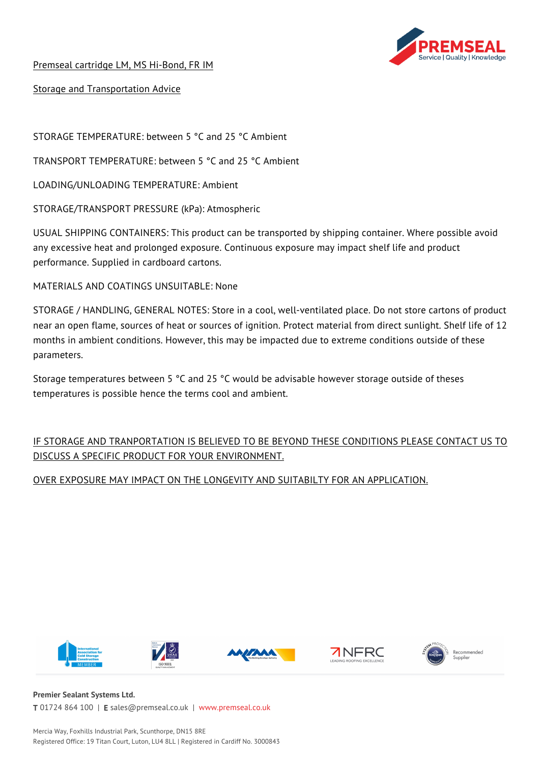Premseal cartridge LM, MS Hi-Bond, FR IM

Storage and Transportation Advice

STORAGE TEMPERATURE: between 5 °C and 25 °C Ambient

TRANSPORT TEMPERATURE: between 5 °C and 25 °C Ambient

LOADING/UNLOADING TEMPERATURE: Ambient

STORAGE/TRANSPORT PRESSURE (kPa): Atmospheric

USUAL SHIPPING CONTAINERS: This product can be transported by shipping container. Where possible avoid any excessive heat and prolonged exposure. Continuous exposure may impact shelf life and product performance. Supplied in cardboard cartons.

MATERIALS AND COATINGS UNSUITABLE: None

STORAGE / HANDLING, GENERAL NOTES: Store in a cool, well-ventilated place. Do not store cartons of product near an open flame, sources of heat or sources of ignition. Protect material from direct sunlight. Shelf life of 12 months in ambient conditions. However, this may be impacted due to extreme conditions outside of these parameters.

Storage temperatures between 5 °C and 25 °C would be advisable however storage outside of theses temperatures is possible hence the terms cool and ambient.

IF STORAGE AND TRANPORTATION IS BELIEVED TO BE BEYOND THESE CONDITIONS PLEASE CONTACT US TO DISCUSS A SPECIFIC PRODUCT FOR YOUR ENVIRONMENT.

OVER EXPOSURE MAY IMPACT ON THE LONGEVITY AND SUITABILTY FOR AN APPLICATION.

**Premier Sealant Systems Ltd.**
**T** 01724 864 100 | **E** sales@premseal.co.uk | www.premseal.co.uk

Mercia Way, Foxhills Industrial Park, Scunthorpe, DN15 8RE
Registered Office: 19 Titan Court, Luton, LU4 8LL | Registered in Cardiff No. 3000843